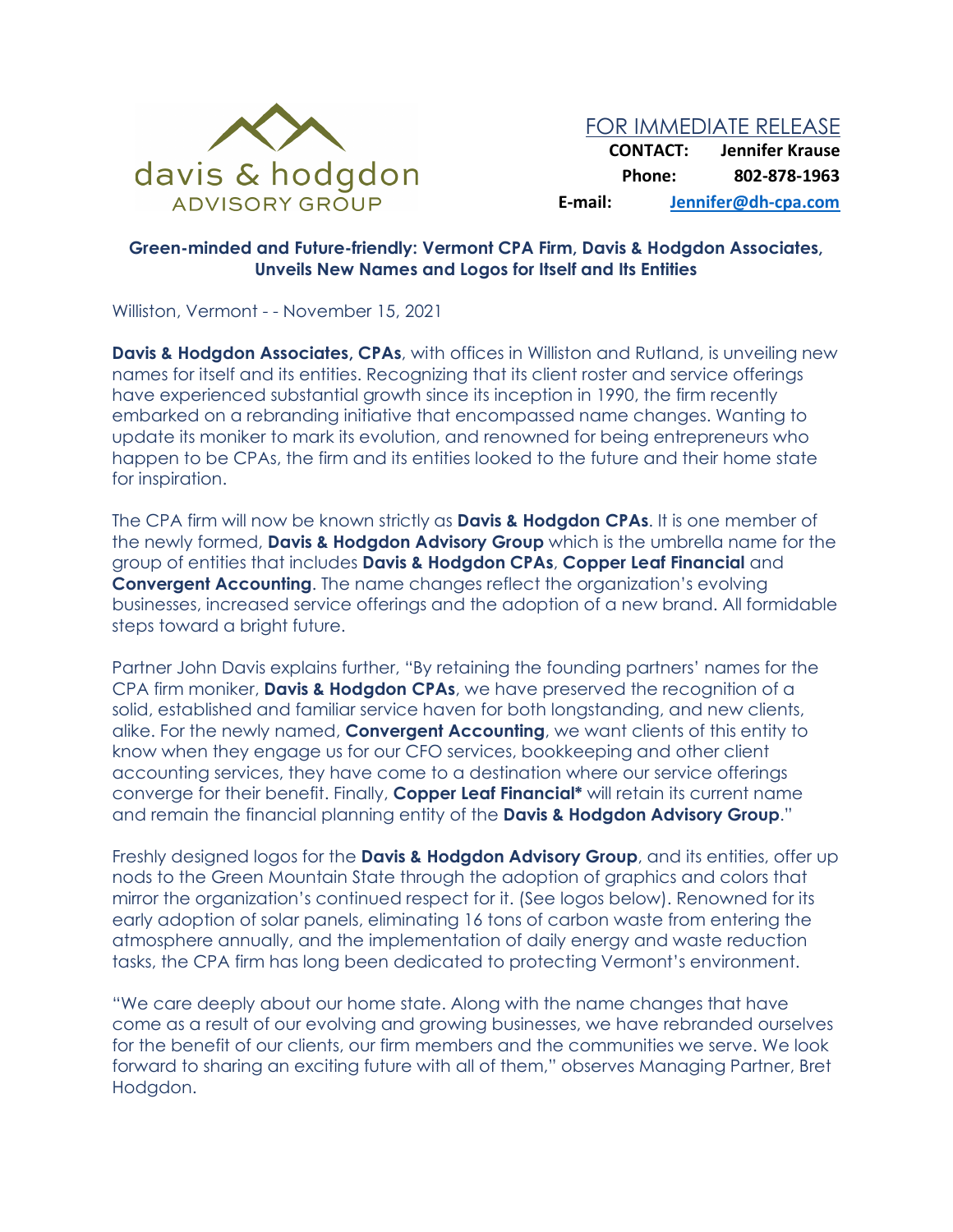davis & hodgdon
ADVISORY GROUP

FOR IMMEDIATE RELEASE

**CONTACT:** **Jennifer Krause**
**Phone:** **802-878-1963**
**E-mail:** **Jennifer@dh-cpa.com**

## Green-minded and Future-friendly: Vermont CPA Firm, Davis & Hodgdon Associates, Unveils New Names and Logos for Itself and Its Entities

Williston, Vermont - - November 15, 2021

**Davis & Hodgdon Associates, CPAs**, with offices in Williston and Rutland, is unveiling new names for itself and its entities. Recognizing that its client roster and service offerings have experienced substantial growth since its inception in 1990, the firm recently embarked on a rebranding initiative that encompassed name changes. Wanting to update its moniker to mark its evolution, and renowned for being entrepreneurs who happen to be CPAs, the firm and its entities looked to the future and their home state for inspiration.

The CPA firm will now be known strictly as **Davis & Hodgdon CPAs**. It is one member of the newly formed, **Davis & Hodgdon Advisory Group** which is the umbrella name for the group of entities that includes **Davis & Hodgdon CPAs**, **Copper Leaf Financial** and **Convergent Accounting**. The name changes reflect the organization's evolving businesses, increased service offerings and the adoption of a new brand. All formidable steps toward a bright future.

Partner John Davis explains further, "By retaining the founding partners' names for the CPA firm moniker, **Davis & Hodgdon CPAs**, we have preserved the recognition of a solid, established and familiar service haven for both longstanding, and new clients, alike. For the newly named, **Convergent Accounting**, we want clients of this entity to know when they engage us for our CFO services, bookkeeping and other client accounting services, they have come to a destination where our service offerings converge for their benefit. Finally, **Copper Leaf Financial*** will retain its current name and remain the financial planning entity of the **Davis & Hodgdon Advisory Group**."

Freshly designed logos for the **Davis & Hodgdon Advisory Group**, and its entities, offer up nods to the Green Mountain State through the adoption of graphics and colors that mirror the organization's continued respect for it. (See logos below). Renowned for its early adoption of solar panels, eliminating 16 tons of carbon waste from entering the atmosphere annually, and the implementation of daily energy and waste reduction tasks, the CPA firm has long been dedicated to protecting Vermont's environment.

"We care deeply about our home state. Along with the name changes that have come as a result of our evolving and growing businesses, we have rebranded ourselves for the benefit of our clients, our firm members and the communities we serve. We look forward to sharing an exciting future with all of them," observes Managing Partner, Bret Hodgdon.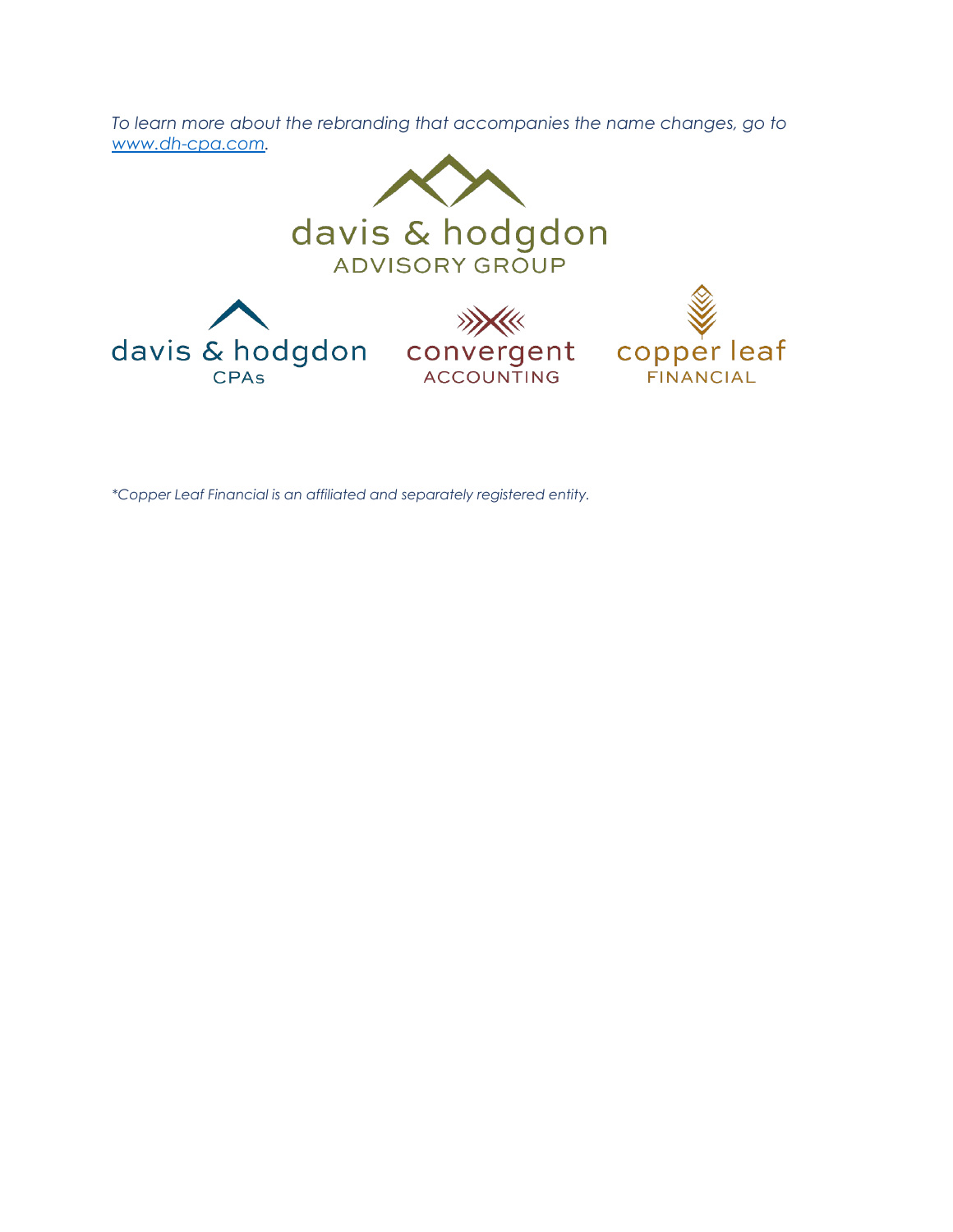*To learn more about the rebranding that accompanies the name changes, go to [www.dh-cpa.com](http://www.dh-cpa.com).*

davis & hodgdon
ADVISORY GROUP

davis & hodgdon
CPAs

convergent
ACCOUNTING

copper leaf
FINANCIAL

*\*Copper Leaf Financial is an affiliated and separately registered entity.*